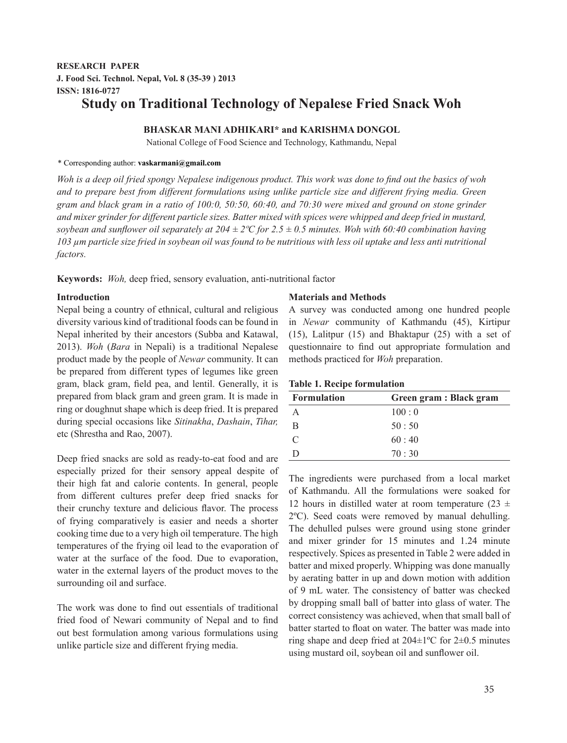RESEARCH PAPER
J. Food Sci. Technol. Nepal, Vol. 8 (35-39 ) 2013
ISSN: 1816-0727

# Study on Traditional Technology of Nepalese Fried Snack Woh

**BHASKAR MANI ADHIKARI* and KARISHMA DONGOL**

National College of Food Science and Technology, Kathmandu, Nepal

\* Corresponding author: **vaskarmani@gmail.com**

*Woh is a deep oil fried spongy Nepalese indigenous product. This work was done to find out the basics of woh and to prepare best from different formulations using unlike particle size and different frying media. Green gram and black gram in a ratio of 100:0, 50:50, 60:40, and 70:30 were mixed and ground on stone grinder and mixer grinder for different particle sizes. Batter mixed with spices were whipped and deep fried in mustard, soybean and sunflower oil separately at 204 ± 2ºC for 2.5 ± 0.5 minutes. Woh with 60:40 combination having 103 µm particle size fried in soybean oil was found to be nutritious with less oil uptake and less anti nutritional factors.*

**Keywords:** *Woh,* deep fried, sensory evaluation, anti-nutritional factor

## Introduction

Nepal being a country of ethnical, cultural and religious diversity various kind of traditional foods can be found in Nepal inherited by their ancestors (Subba and Katawal, 2013). *Woh* (*Bara* in Nepali) is a traditional Nepalese product made by the people of *Newar* community. It can be prepared from different types of legumes like green gram, black gram, field pea, and lentil. Generally, it is prepared from black gram and green gram. It is made in ring or doughnut shape which is deep fried. It is prepared during special occasions like *Sitinakha*, *Dashain*, *Tihar,* etc (Shrestha and Rao, 2007).

Deep fried snacks are sold as ready-to-eat food and are especially prized for their sensory appeal despite of their high fat and calorie contents. In general, people from different cultures prefer deep fried snacks for their crunchy texture and delicious flavor. The process of frying comparatively is easier and needs a shorter cooking time due to a very high oil temperature. The high temperatures of the frying oil lead to the evaporation of water at the surface of the food. Due to evaporation, water in the external layers of the product moves to the surrounding oil and surface.

The work was done to find out essentials of traditional fried food of Newari community of Nepal and to find out best formulation among various formulations using unlike particle size and different frying media.

## Materials and Methods

A survey was conducted among one hundred people in *Newar* community of Kathmandu (45), Kirtipur (15), Lalitpur (15) and Bhaktapur (25) with a set of questionnaire to find out appropriate formulation and methods practiced for *Woh* preparation.

**Table 1. Recipe formulation**

| Formulation | Green gram : Black gram |
|---|---|
| A | 100 : 0 |
| B | 50 : 50 |
| C | 60 : 40 |
| D | 70 : 30 |

The ingredients were purchased from a local market of Kathmandu. All the formulations were soaked for 12 hours in distilled water at room temperature (23 ± 2ºC). Seed coats were removed by manual dehulling. The dehulled pulses were ground using stone grinder and mixer grinder for 15 minutes and 1.24 minute respectively. Spices as presented in Table 2 were added in batter and mixed properly. Whipping was done manually by aerating batter in up and down motion with addition of 9 mL water. The consistency of batter was checked by dropping small ball of batter into glass of water. The correct consistency was achieved, when that small ball of batter started to float on water. The batter was made into ring shape and deep fried at 204±1ºC for 2±0.5 minutes using mustard oil, soybean oil and sunflower oil.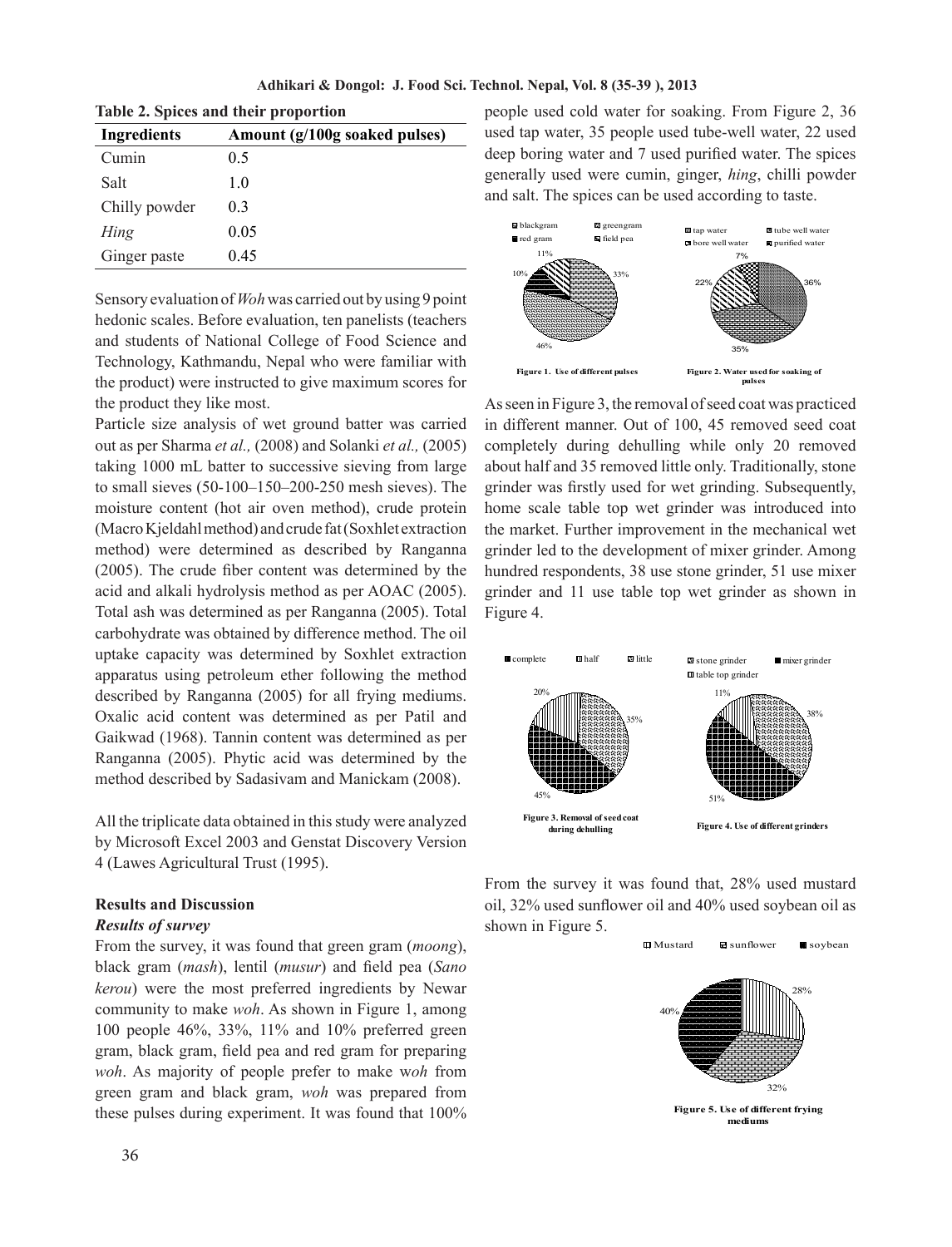**Table 2. Spices and their proportion**

| Ingredients | Amount (g/100g soaked pulses) |
|---|---|
| Cumin | 0.5 |
| Salt | 1.0 |
| Chilly powder | 0.3 |
| *Hing* | 0.05 |
| Ginger paste | 0.45 |

Sensory evaluation of *Woh* was carried out by using 9 point hedonic scales. Before evaluation, ten panelists (teachers and students of National College of Food Science and Technology, Kathmandu, Nepal who were familiar with the product) were instructed to give maximum scores for the product they like most.

Particle size analysis of wet ground batter was carried out as per Sharma *et al.,* (2008) and Solanki *et al.,* (2005) taking 1000 mL batter to successive sieving from large to small sieves (50-100–150–200-250 mesh sieves). The moisture content (hot air oven method), crude protein (Macro Kjeldahl method) and crude fat (Soxhlet extraction method) were determined as described by Ranganna (2005). The crude fiber content was determined by the acid and alkali hydrolysis method as per AOAC (2005). Total ash was determined as per Ranganna (2005). Total carbohydrate was obtained by difference method. The oil uptake capacity was determined by Soxhlet extraction apparatus using petroleum ether following the method described by Ranganna (2005) for all frying mediums. Oxalic acid content was determined as per Patil and Gaikwad (1968). Tannin content was determined as per Ranganna (2005). Phytic acid was determined by the method described by Sadasivam and Manickam (2008).

All the triplicate data obtained in this study were analyzed by Microsoft Excel 2003 and Genstat Discovery Version 4 (Lawes Agricultural Trust (1995).

## Results and Discussion

### *Results of survey*

From the survey, it was found that green gram (*moong*), black gram (*mash*), lentil (*musur*) and field pea (*Sano kerou*) were the most preferred ingredients by Newar community to make *woh*. As shown in Figure 1, among 100 people 46%, 33%, 11% and 10% preferred green gram, black gram, field pea and red gram for preparing *woh*. As majority of people prefer to make w*oh* from green gram and black gram, *woh* was prepared from these pulses during experiment. It was found that 100% people used cold water for soaking. From Figure 2, 36 used tap water, 35 people used tube-well water, 22 used deep boring water and 7 used purified water. The spices generally used were cumin, ginger, *hing*, chilli powder and salt. The spices can be used according to taste.

**Figure 1. Use of different pulses**

**Figure 2. Water used for soaking of pulses**

As seen in Figure 3, the removal of seed coat was practiced in different manner. Out of 100, 45 removed seed coat completely during dehulling while only 20 removed about half and 35 removed little only. Traditionally, stone grinder was firstly used for wet grinding. Subsequently, home scale table top wet grinder was introduced into the market. Further improvement in the mechanical wet grinder led to the development of mixer grinder. Among hundred respondents, 38 use stone grinder, 51 use mixer grinder and 11 use table top wet grinder as shown in Figure 4.

**Figure 3. Removal of seed coat during dehulling**

**Figure 4. Use of different grinders**

From the survey it was found that, 28% used mustard oil, 32% used sunflower oil and 40% used soybean oil as shown in Figure 5.

**Figure 5. Use of different frying mediums**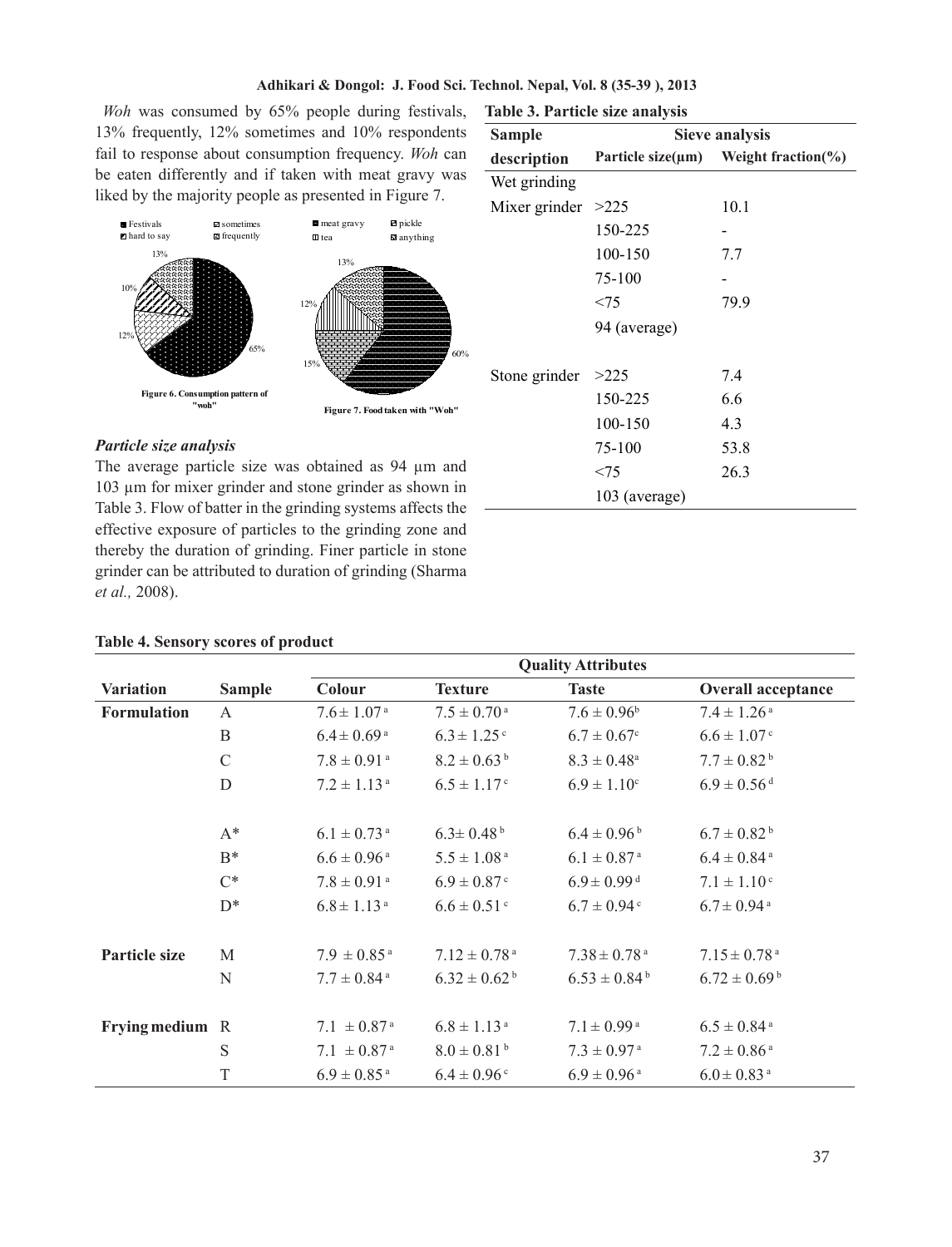*Woh* was consumed by 65% people during festivals, 13% frequently, 12% sometimes and 10% respondents fail to response about consumption frequency. *Woh* can be eaten differently and if taken with meat gravy was liked by the majority people as presented in Figure 7.

**Figure 6. Consumption pattern of "woh"**

**Figure 7. Food taken with "Woh"**

### *Particle size analysis*

The average particle size was obtained as 94 µm and 103 µm for mixer grinder and stone grinder as shown in Table 3. Flow of batter in the grinding systems affects the effective exposure of particles to the grinding zone and thereby the duration of grinding. Finer particle in stone grinder can be attributed to duration of grinding (Sharma *et al.,* 2008).

**Table 3. Particle size analysis**

| Sample description | Sieve analysis | |
|---|---|---|
| | Particle size(µm) | Weight fraction(%) |
| Wet grinding | | |
| Mixer grinder | >225 | 10.1 |
| | 150-225 | - |
| | 100-150 | 7.7 |
| | 75-100 | - |
| | <75 | 79.9 |
| | 94 (average) | |
| Stone grinder | >225 | 7.4 |
| | 150-225 | 6.6 |
| | 100-150 | 4.3 |
| | 75-100 | 53.8 |
| | <75 | 26.3 |
| | 103 (average) | |

**Table 4. Sensory scores of product**

| Variation | Sample | Quality Attributes | | | |
|---|---|---|---|---|---|
| | | Colour | Texture | Taste | Overall acceptance |
| **Formulation** | A | $7.6 \pm 1.07^{a}$ | $7.5 \pm 0.70^{a}$ | $7.6 \pm 0.96^{b}$ | $7.4 \pm 1.26^{a}$ |
| | B | $6.4 \pm 0.69^{a}$ | $6.3 \pm 1.25^{c}$ | $6.7 \pm 0.67^{c}$ | $6.6 \pm 1.07^{c}$ |
| | C | $7.8 \pm 0.91^{a}$ | $8.2 \pm 0.63^{b}$ | $8.3 \pm 0.48^{a}$ | $7.7 \pm 0.82^{b}$ |
| | D | $7.2 \pm 1.13^{a}$ | $6.5 \pm 1.17^{c}$ | $6.9 \pm 1.10^{c}$ | $6.9 \pm 0.56^{d}$ |
| | A* | $6.1 \pm 0.73^{a}$ | $6.3 \pm 0.48^{b}$ | $6.4 \pm 0.96^{b}$ | $6.7 \pm 0.82^{b}$ |
| | B* | $6.6 \pm 0.96^{a}$ | $5.5 \pm 1.08^{a}$ | $6.1 \pm 0.87^{a}$ | $6.4 \pm 0.84^{a}$ |
| | C* | $7.8 \pm 0.91^{a}$ | $6.9 \pm 0.87^{c}$ | $6.9 \pm 0.99^{d}$ | $7.1 \pm 1.10^{c}$ |
| | D* | $6.8 \pm 1.13^{a}$ | $6.6 \pm 0.51^{c}$ | $6.7 \pm 0.94^{c}$ | $6.7 \pm 0.94^{a}$ |
| **Particle size** | M | $7.9 \pm 0.85^{a}$ | $7.12 \pm 0.78^{a}$ | $7.38 \pm 0.78^{a}$ | $7.15 \pm 0.78^{a}$ |
| | N | $7.7 \pm 0.84^{a}$ | $6.32 \pm 0.62^{b}$ | $6.53 \pm 0.84^{b}$ | $6.72 \pm 0.69^{b}$ |
| **Frying medium** | R | $7.1 \pm 0.87^{a}$ | $6.8 \pm 1.13^{a}$ | $7.1 \pm 0.99^{a}$ | $6.5 \pm 0.84^{a}$ |
| | S | $7.1 \pm 0.87^{a}$ | $8.0 \pm 0.81^{b}$ | $7.3 \pm 0.97^{a}$ | $7.2 \pm 0.86^{a}$ |
| | T | $6.9 \pm 0.85^{a}$ | $6.4 \pm 0.96^{c}$ | $6.9 \pm 0.96^{a}$ | $6.0 \pm 0.83^{a}$ |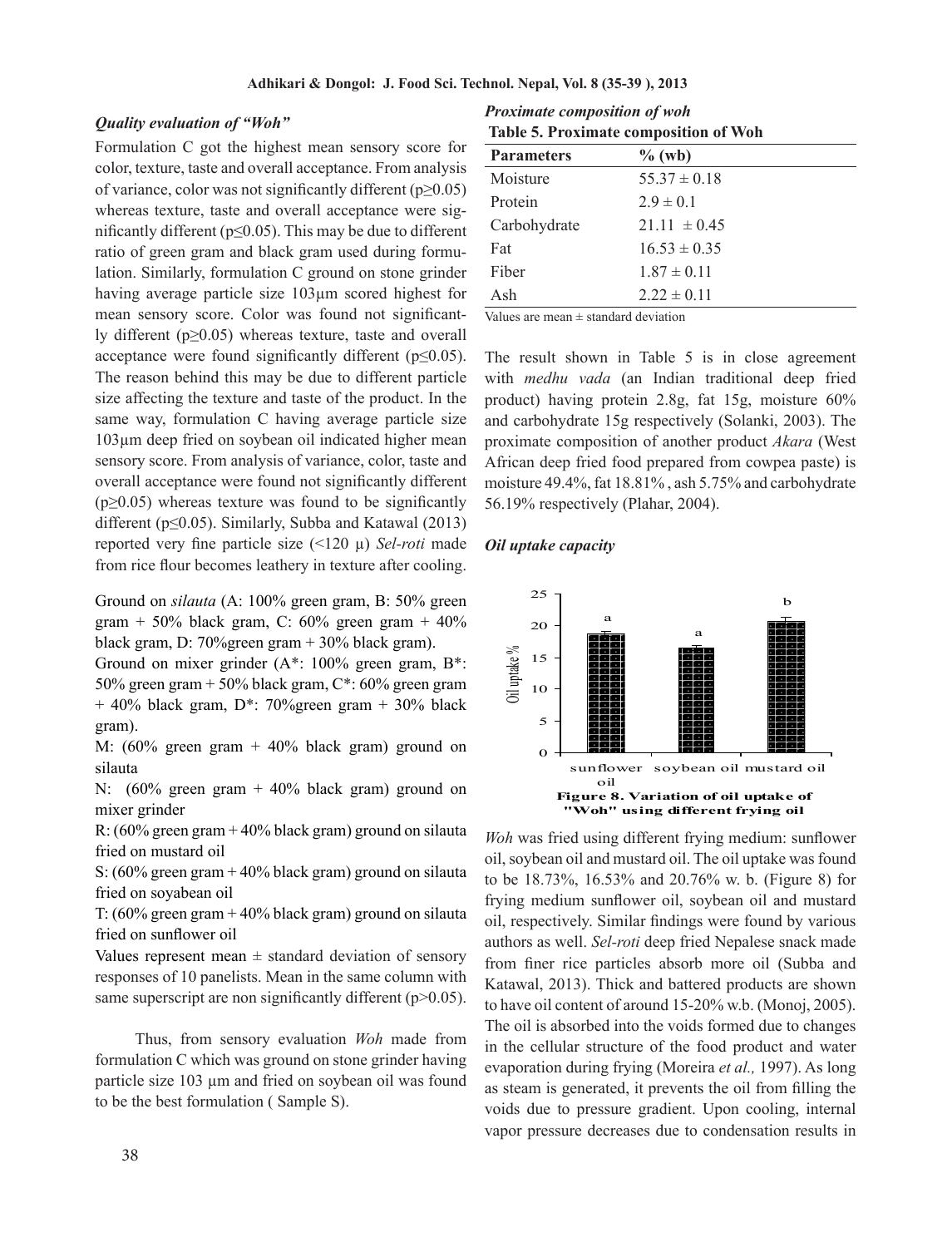### *Quality evaluation of "Woh"*

Formulation C got the highest mean sensory score for color, texture, taste and overall acceptance. From analysis of variance, color was not significantly different ($p \geq 0.05$) whereas texture, taste and overall acceptance were significantly different ($p \leq 0.05$). This may be due to different ratio of green gram and black gram used during formulation. Similarly, formulation C ground on stone grinder having average particle size 103μm scored highest for mean sensory score. Color was found not significantly different ($p \geq 0.05$) whereas texture, taste and overall acceptance were found significantly different ($p \leq 0.05$). The reason behind this may be due to different particle size affecting the texture and taste of the product. In the same way, formulation C having average particle size 103μm deep fried on soybean oil indicated higher mean sensory score. From analysis of variance, color, taste and overall acceptance were found not significantly different ($p \geq 0.05$) whereas texture was found to be significantly different ($p \leq 0.05$). Similarly, Subba and Katawal (2013) reported very fine particle size (<120 μ) *Sel-roti* made from rice flour becomes leathery in texture after cooling.

Ground on *silauta* (A: 100% green gram, B: 50% green gram + 50% black gram, C: 60% green gram + 40% black gram, D: 70%green gram + 30% black gram).

Ground on mixer grinder (A*: 100% green gram, B*: 50% green gram + 50% black gram, C*: 60% green gram + 40% black gram, D*: 70%green gram + 30% black gram).

M: (60% green gram + 40% black gram) ground on silauta

N: (60% green gram + 40% black gram) ground on mixer grinder

R: (60% green gram + 40% black gram) ground on silauta fried on mustard oil

S: (60% green gram + 40% black gram) ground on silauta fried on soyabean oil

T: (60% green gram + 40% black gram) ground on silauta fried on sunflower oil

Values represent mean ± standard deviation of sensory responses of 10 panelists. Mean in the same column with same superscript are non significantly different ($p > 0.05$).

Thus, from sensory evaluation *Woh* made from formulation C which was ground on stone grinder having particle size 103 μm and fried on soybean oil was found to be the best formulation ( Sample S).

### *Proximate composition of woh*

**Table 5. Proximate composition of Woh**

| Parameters | % (wb) |
|---|---|
| Moisture | 55.37 ± 0.18 |
| Protein | 2.9 ± 0.1 |
| Carbohydrate | 21.11 ± 0.45 |
| Fat | 16.53 ± 0.35 |
| Fiber | 1.87 ± 0.11 |
| Ash | 2.22 ± 0.11 |

Values are mean ± standard deviation

The result shown in Table 5 is in close agreement with *medhu vada* (an Indian traditional deep fried product) having protein 2.8g, fat 15g, moisture 60% and carbohydrate 15g respectively (Solanki, 2003). The proximate composition of another product *Akara* (West African deep fried food prepared from cowpea paste) is moisture 49.4%, fat 18.81% , ash 5.75% and carbohydrate 56.19% respectively (Plahar, 2004).

### *Oil uptake capacity*

**Figure 8. Variation of oil uptake of "Woh" using different frying oil**

*Woh* was fried using different frying medium: sunflower oil, soybean oil and mustard oil. The oil uptake was found to be 18.73%, 16.53% and 20.76% w. b. (Figure 8) for frying medium sunflower oil, soybean oil and mustard oil, respectively. Similar findings were found by various authors as well. *Sel-roti* deep fried Nepalese snack made from finer rice particles absorb more oil (Subba and Katawal, 2013). Thick and battered products are shown to have oil content of around 15-20% w.b. (Monoj, 2005). The oil is absorbed into the voids formed due to changes in the cellular structure of the food product and water evaporation during frying (Moreira *et al.,* 1997). As long as steam is generated, it prevents the oil from filling the voids due to pressure gradient. Upon cooling, internal vapor pressure decreases due to condensation results in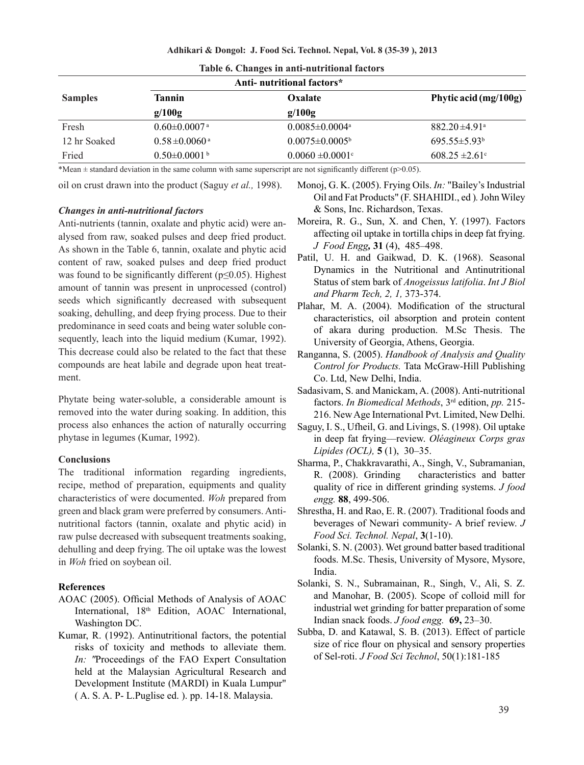**Table 6. Changes in anti-nutritional factors**

| Samples | Anti- nutritional factors* | | |
|---|---|---|---|
| | Tannin g/100g | Oxalate g/100g | Phytic acid (mg/100g) |
| Fresh | 0.60±0.0007 [a] | 0.0085±0.0004[a] | 882.20±4.91[a] |
| 12 hr Soaked | 0.58±0.0060 [a] | 0.0075±0.0005[b] | 695.55±5.93[b] |
| Fried | 0.50±0.0001 [b] | 0.0060 ±0.0001[c] | 608.25 ±2.61[c] |

*Mean ± standard deviation in the same column with same superscript are not significantly different (p>0.05).

oil on crust drawn into the product (Saguy *et al.,* 1998).

***Changes in anti-nutritional factors***

Anti-nutrients (tannin, oxalate and phytic acid) were analysed from raw, soaked pulses and deep fried product. As shown in the Table 6, tannin, oxalate and phytic acid content of raw, soaked pulses and deep fried product was found to be significantly different ($p \leq 0.05$). Highest amount of tannin was present in unprocessed (control) seeds which significantly decreased with subsequent soaking, dehulling, and deep frying process. Due to their predominance in seed coats and being water soluble consequently, leach into the liquid medium (Kumar, 1992). This decrease could also be related to the fact that these compounds are heat labile and degrade upon heat treatment.

Phytate being water-soluble, a considerable amount is removed into the water during soaking. In addition, this process also enhances the action of naturally occurring phytase in legumes (Kumar, 1992).

**Conclusions**

The traditional information regarding ingredients, recipe, method of preparation, equipments and quality characteristics of were documented. *Woh* prepared from green and black gram were preferred by consumers. Anti-nutritional factors (tannin, oxalate and phytic acid) in raw pulse decreased with subsequent treatments soaking, dehulling and deep frying. The oil uptake was the lowest in *Woh* fried on soybean oil.

**References**

AOAC (2005). Official Methods of Analysis of AOAC International, 18th Edition, AOAC International, Washington DC.

Kumar, R. (1992). Antinutritional factors, the potential risks of toxicity and methods to alleviate them. *In: "*Proceedings of the FAO Expert Consultation held at the Malaysian Agricultural Research and Development Institute (MARDI) in Kuala Lumpur" ( A. S. A. P- L.Puglise ed. ). pp. 14-18. Malaysia.

Monoj, G. K. (2005). Frying Oils. *In:* "Bailey's Industrial Oil and Fat Products" (F. SHAHIDI., ed )*.* John Wiley & Sons, Inc. Richardson, Texas.

Moreira, R. G., Sun, X. and Chen, Y. (1997). Factors affecting oil uptake in tortilla chips in deep fat frying. *J Food Engg,* **31** (4), 485–498.

Patil, U. H. and Gaikwad, D. K. (1968). Seasonal Dynamics in the Nutritional and Antinutritional Status of stem bark of *Anogeissus latifolia*. *Int J Biol and Pharm Tech, 2, 1,* 373-374.

Plahar, M. A. (2004). Modification of the structural characteristics, oil absorption and protein content of akara during production. M.Sc Thesis. The University of Georgia, Athens, Georgia.

Ranganna, S. (2005). *Handbook of Analysis and Quality Control for Products.* Tata McGraw-Hill Publishing Co. Ltd, New Delhi, India.

Sadasivam, S. and Manickam, A. (2008). Anti-nutritional factors. *In Biomedical Methods*, 3rd edition, *pp.* 215-216. New Age International Pvt. Limited, New Delhi.

Saguy, I. S., Ufheil, G. and Livings, S. (1998). Oil uptake in deep fat frying—review. *Oléagineux Corps gras Lipides (OCL),* **5** (1), 30–35.

Sharma, P., Chakkravarathi, A., Singh, V., Subramanian, R. (2008). Grinding characteristics and batter quality of rice in different grinding systems. *J food engg.* **88**, 499-506.

Shrestha, H. and Rao, E. R. (2007). Traditional foods and beverages of Newari community- A brief review. *J Food Sci. Technol. Nepal*, **3**(1-10).

Solanki, S. N. (2003). Wet ground batter based traditional foods. M.Sc. Thesis, University of Mysore, Mysore, India.

Solanki, S. N., Subramainan, R., Singh, V., Ali, S. Z. and Manohar, B. (2005). Scope of colloid mill for industrial wet grinding for batter preparation of some Indian snack foods. *J food engg.* **69,** 23–30.

Subba, D. and Katawal, S. B. (2013). Effect of particle size of rice flour on physical and sensory properties of Sel-roti. *J Food Sci Technol*, 50(1):181-185